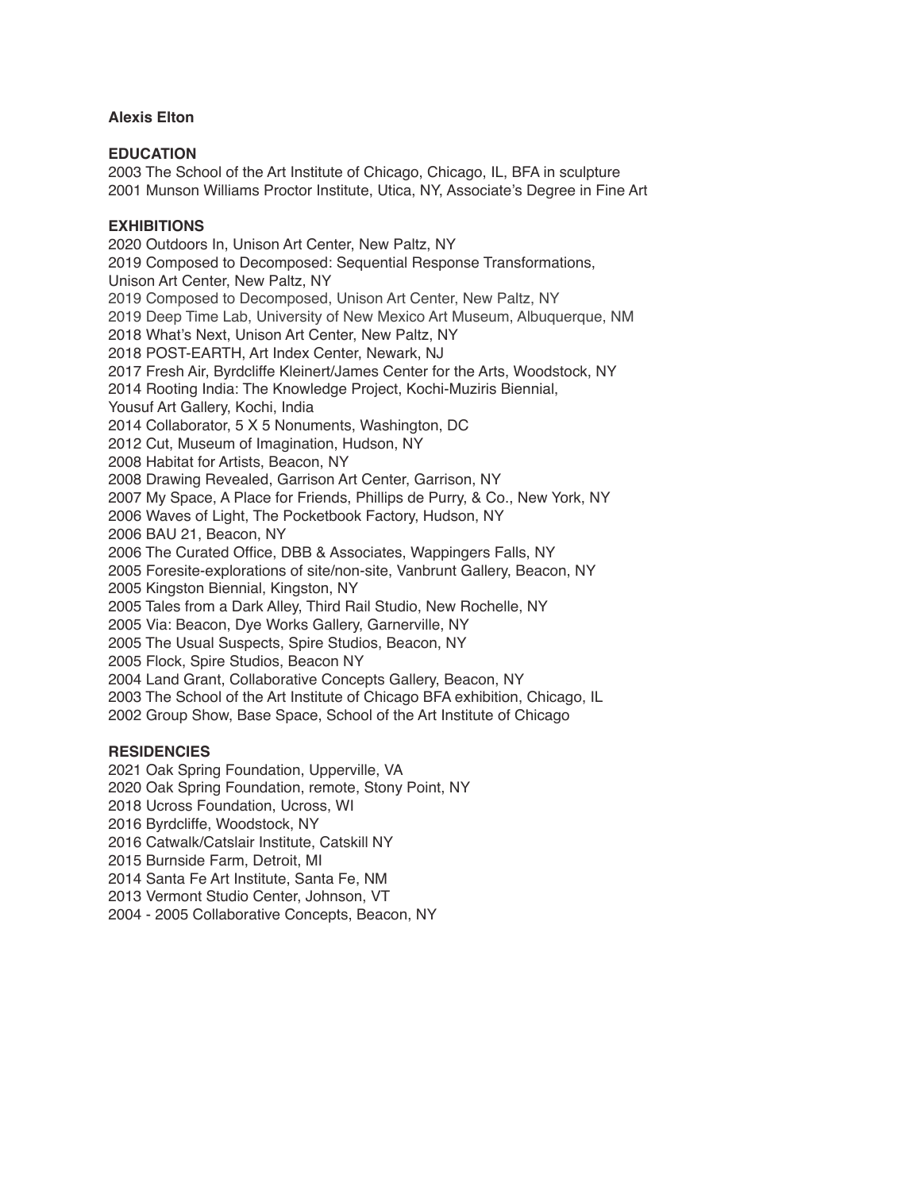**Alexis Elton**

**EDUCATION**

2003 The School of the Art Institute of Chicago, Chicago, IL, BFA in sculpture
2001 Munson Williams Proctor Institute, Utica, NY, Associate's Degree in Fine Art

**EXHIBITIONS**

2020 Outdoors In, Unison Art Center, New Paltz, NY
2019 Composed to Decomposed: Sequential Response Transformations, Unison Art Center, New Paltz, NY
2019 Composed to Decomposed, Unison Art Center, New Paltz, NY
2019 Deep Time Lab, University of New Mexico Art Museum, Albuquerque, NM
2018 What's Next, Unison Art Center, New Paltz, NY
2018 POST-EARTH, Art Index Center, Newark, NJ
2017 Fresh Air, Byrdcliffe Kleinert/James Center for the Arts, Woodstock, NY
2014 Rooting India: The Knowledge Project, Kochi-Muziris Biennial, Yousuf Art Gallery, Kochi, India
2014 Collaborator, 5 X 5 Nonuments, Washington, DC
2012 Cut, Museum of Imagination, Hudson, NY
2008 Habitat for Artists, Beacon, NY
2008 Drawing Revealed, Garrison Art Center, Garrison, NY
2007 My Space, A Place for Friends, Phillips de Purry, & Co., New York, NY
2006 Waves of Light, The Pocketbook Factory, Hudson, NY
2006 BAU 21, Beacon, NY
2006 The Curated Office, DBB & Associates, Wappingers Falls, NY
2005 Foresite-explorations of site/non-site, Vanbrunt Gallery, Beacon, NY
2005 Kingston Biennial, Kingston, NY
2005 Tales from a Dark Alley, Third Rail Studio, New Rochelle, NY
2005 Via: Beacon, Dye Works Gallery, Garnerville, NY
2005 The Usual Suspects, Spire Studios, Beacon, NY
2005 Flock, Spire Studios, Beacon NY
2004 Land Grant, Collaborative Concepts Gallery, Beacon, NY
2003 The School of the Art Institute of Chicago BFA exhibition, Chicago, IL
2002 Group Show, Base Space, School of the Art Institute of Chicago

**RESIDENCIES**

2021 Oak Spring Foundation, Upperville, VA
2020 Oak Spring Foundation, remote, Stony Point, NY
2018 Ucross Foundation, Ucross, WI
2016 Byrdcliffe, Woodstock, NY
2016 Catwalk/Catslair Institute, Catskill NY
2015 Burnside Farm, Detroit, MI
2014 Santa Fe Art Institute, Santa Fe, NM
2013 Vermont Studio Center, Johnson, VT
2004 - 2005 Collaborative Concepts, Beacon, NY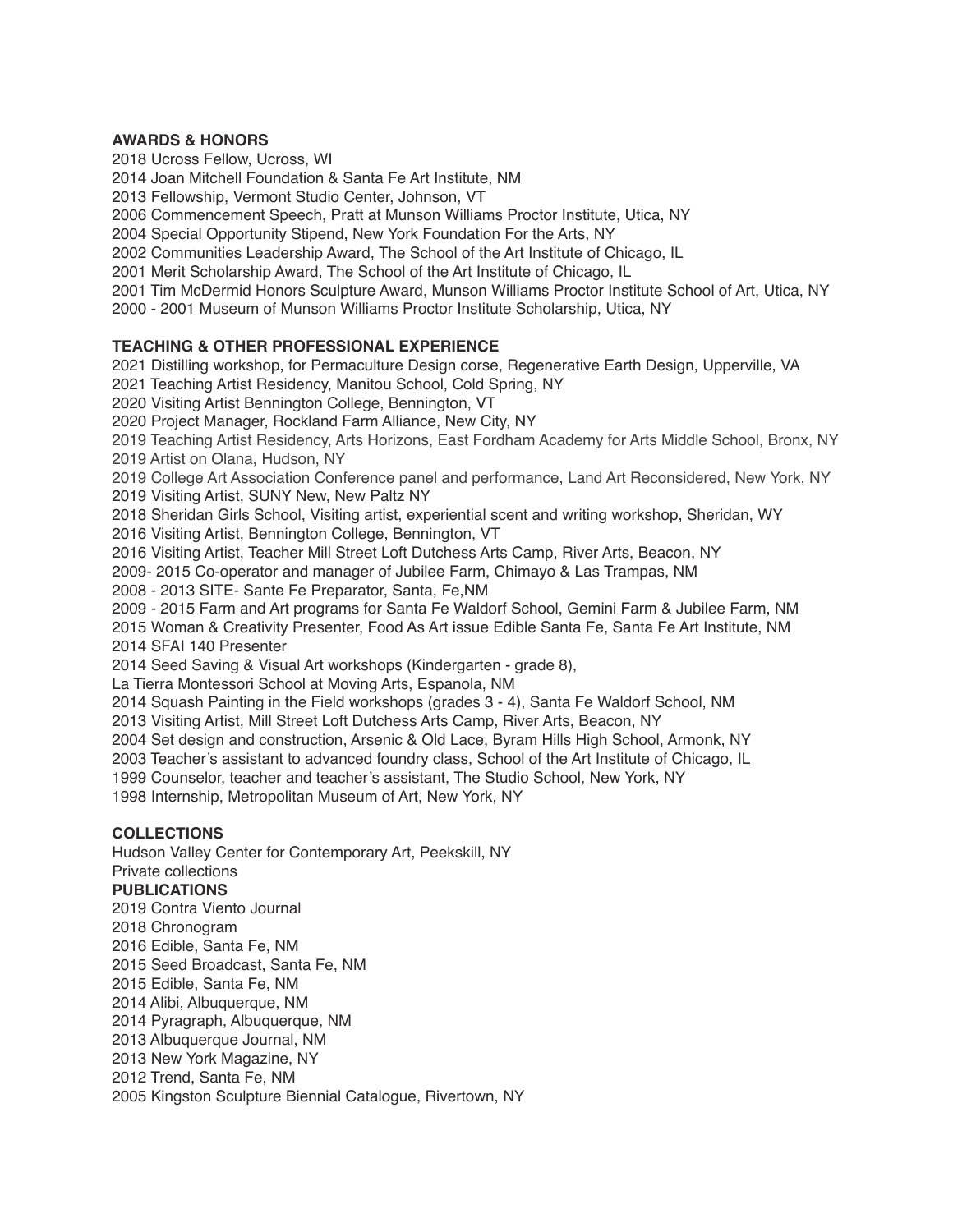## AWARDS & HONORS

2018 Ucross Fellow, Ucross, WI
2014 Joan Mitchell Foundation & Santa Fe Art Institute, NM
2013 Fellowship, Vermont Studio Center, Johnson, VT
2006 Commencement Speech, Pratt at Munson Williams Proctor Institute, Utica, NY
2004 Special Opportunity Stipend, New York Foundation For the Arts, NY
2002 Communities Leadership Award, The School of the Art Institute of Chicago, IL
2001 Merit Scholarship Award, The School of the Art Institute of Chicago, IL
2001 Tim McDermid Honors Sculpture Award, Munson Williams Proctor Institute School of Art, Utica, NY
2000 - 2001 Museum of Munson Williams Proctor Institute Scholarship, Utica, NY

## TEACHING & OTHER PROFESSIONAL EXPERIENCE

2021 Distilling workshop, for Permaculture Design corse, Regenerative Earth Design, Upperville, VA
2021 Teaching Artist Residency, Manitou School, Cold Spring, NY
2020 Visiting Artist Bennington College, Bennington, VT
2020 Project Manager, Rockland Farm Alliance, New City, NY
2019 Teaching Artist Residency, Arts Horizons, East Fordham Academy for Arts Middle School, Bronx, NY
2019 Artist on Olana, Hudson, NY
2019 College Art Association Conference panel and performance, Land Art Reconsidered, New York, NY
2019 Visiting Artist, SUNY New, New Paltz NY
2018 Sheridan Girls School, Visiting artist, experiential scent and writing workshop, Sheridan, WY
2016 Visiting Artist, Bennington College, Bennington, VT
2016 Visiting Artist, Teacher Mill Street Loft Dutchess Arts Camp, River Arts, Beacon, NY
2009- 2015 Co-operator and manager of Jubilee Farm, Chimayo & Las Trampas, NM
2008 - 2013 SITE- Sante Fe Preparator, Santa, Fe,NM
2009 - 2015 Farm and Art programs for Santa Fe Waldorf School, Gemini Farm & Jubilee Farm, NM
2015 Woman & Creativity Presenter, Food As Art issue Edible Santa Fe, Santa Fe Art Institute, NM
2014 SFAI 140 Presenter
2014 Seed Saving & Visual Art workshops (Kindergarten - grade 8),
La Tierra Montessori School at Moving Arts, Espanola, NM
2014 Squash Painting in the Field workshops (grades 3 - 4), Santa Fe Waldorf School, NM
2013 Visiting Artist, Mill Street Loft Dutchess Arts Camp, River Arts, Beacon, NY
2004 Set design and construction, Arsenic & Old Lace, Byram Hills High School, Armonk, NY
2003 Teacher's assistant to advanced foundry class, School of the Art Institute of Chicago, IL
1999 Counselor, teacher and teacher's assistant, The Studio School, New York, NY
1998 Internship, Metropolitan Museum of Art, New York, NY

## COLLECTIONS

Hudson Valley Center for Contemporary Art, Peekskill, NY
Private collections

## PUBLICATIONS

2019 Contra Viento Journal
2018 Chronogram
2016 Edible, Santa Fe, NM
2015 Seed Broadcast, Santa Fe, NM
2015 Edible, Santa Fe, NM
2014 Alibi, Albuquerque, NM
2014 Pyragraph, Albuquerque, NM
2013 Albuquerque Journal, NM
2013 New York Magazine, NY
2012 Trend, Santa Fe, NM
2005 Kingston Sculpture Biennial Catalogue, Rivertown, NY